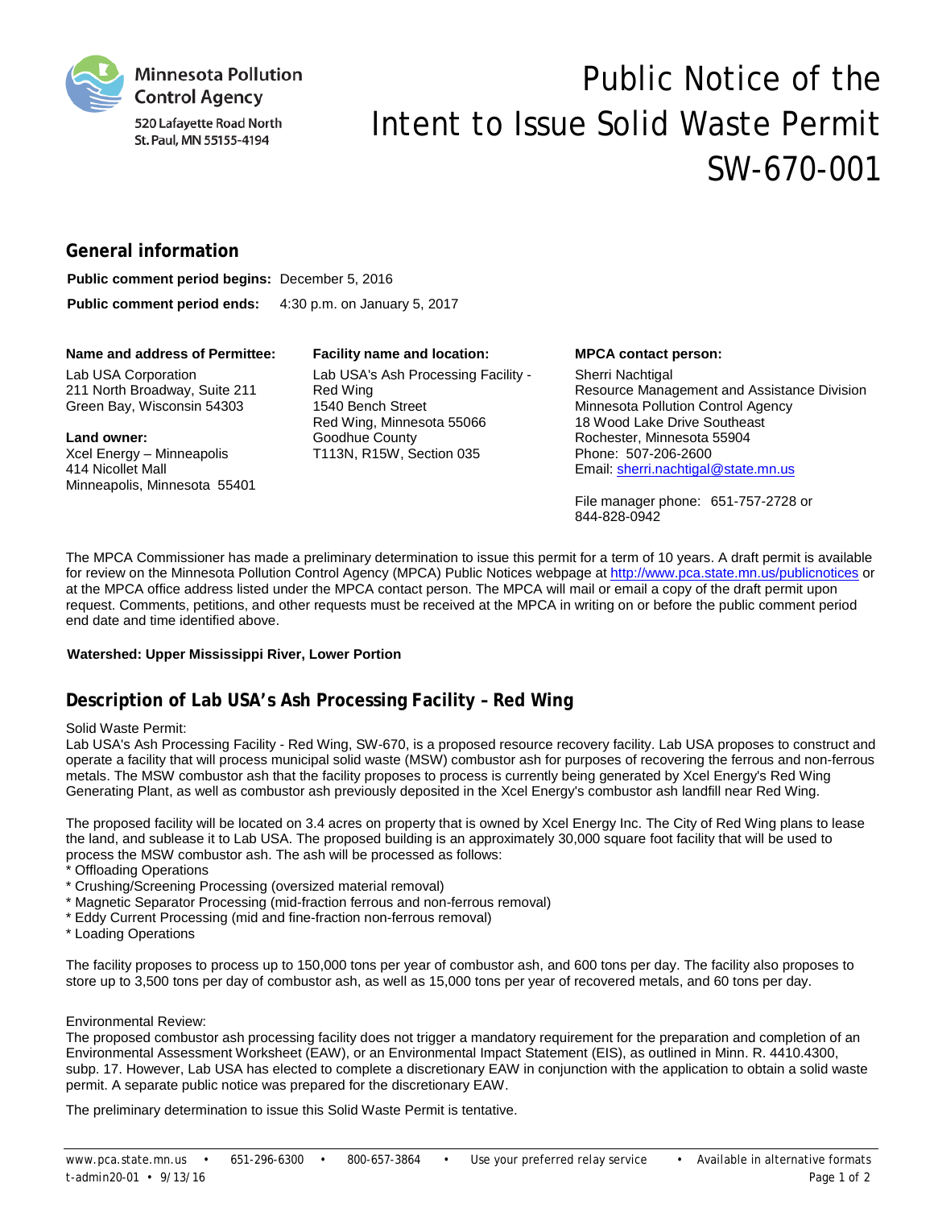Minnesota Pollution Control Agency
520 Lafayette Road North
St. Paul, MN 55155-4194

# Public Notice of the Intent to Issue Solid Waste Permit SW-670-001

## General information

**Public comment period begins:** December 5, 2016

**Public comment period ends:** 4:30 p.m. on January 5, 2017

**Name and address of Permittee:**
Lab USA Corporation
211 North Broadway, Suite 211
Green Bay, Wisconsin 54303

**Land owner:**
Xcel Energy – Minneapolis
414 Nicollet Mall
Minneapolis, Minnesota 55401

**Facility name and location:**
Lab USA's Ash Processing Facility - Red Wing
1540 Bench Street
Red Wing, Minnesota 55066
Goodhue County
T113N, R15W, Section 035

**MPCA contact person:**
Sherri Nachtigal
Resource Management and Assistance Division
Minnesota Pollution Control Agency
18 Wood Lake Drive Southeast
Rochester, Minnesota 55904
Phone: 507-206-2600
Email: sherri.nachtigal@state.mn.us

File manager phone: 651-757-2728 or 844-828-0942

The MPCA Commissioner has made a preliminary determination to issue this permit for a term of 10 years. A draft permit is available for review on the Minnesota Pollution Control Agency (MPCA) Public Notices webpage at http://www.pca.state.mn.us/publicnotices or at the MPCA office address listed under the MPCA contact person. The MPCA will mail or email a copy of the draft permit upon request. Comments, petitions, and other requests must be received at the MPCA in writing on or before the public comment period end date and time identified above.

**Watershed: Upper Mississippi River, Lower Portion**

## Description of Lab USA's Ash Processing Facility – Red Wing

Solid Waste Permit:
Lab USA's Ash Processing Facility - Red Wing, SW-670, is a proposed resource recovery facility. Lab USA proposes to construct and operate a facility that will process municipal solid waste (MSW) combustor ash for purposes of recovering the ferrous and non-ferrous metals. The MSW combustor ash that the facility proposes to process is currently being generated by Xcel Energy's Red Wing Generating Plant, as well as combustor ash previously deposited in the Xcel Energy's combustor ash landfill near Red Wing.

The proposed facility will be located on 3.4 acres on property that is owned by Xcel Energy Inc. The City of Red Wing plans to lease the land, and sublease it to Lab USA. The proposed building is an approximately 30,000 square foot facility that will be used to process the MSW combustor ash. The ash will be processed as follows:

* Offloading Operations
* Crushing/Screening Processing (oversized material removal)
* Magnetic Separator Processing (mid-fraction ferrous and non-ferrous removal)
* Eddy Current Processing (mid and fine-fraction non-ferrous removal)
* Loading Operations

The facility proposes to process up to 150,000 tons per year of combustor ash, and 600 tons per day. The facility also proposes to store up to 3,500 tons per day of combustor ash, as well as 15,000 tons per year of recovered metals, and 60 tons per day.

Environmental Review:
The proposed combustor ash processing facility does not trigger a mandatory requirement for the preparation and completion of an Environmental Assessment Worksheet (EAW), or an Environmental Impact Statement (EIS), as outlined in Minn. R. 4410.4300, subp. 17. However, Lab USA has elected to complete a discretionary EAW in conjunction with the application to obtain a solid waste permit. A separate public notice was prepared for the discretionary EAW.

The preliminary determination to issue this Solid Waste Permit is tentative.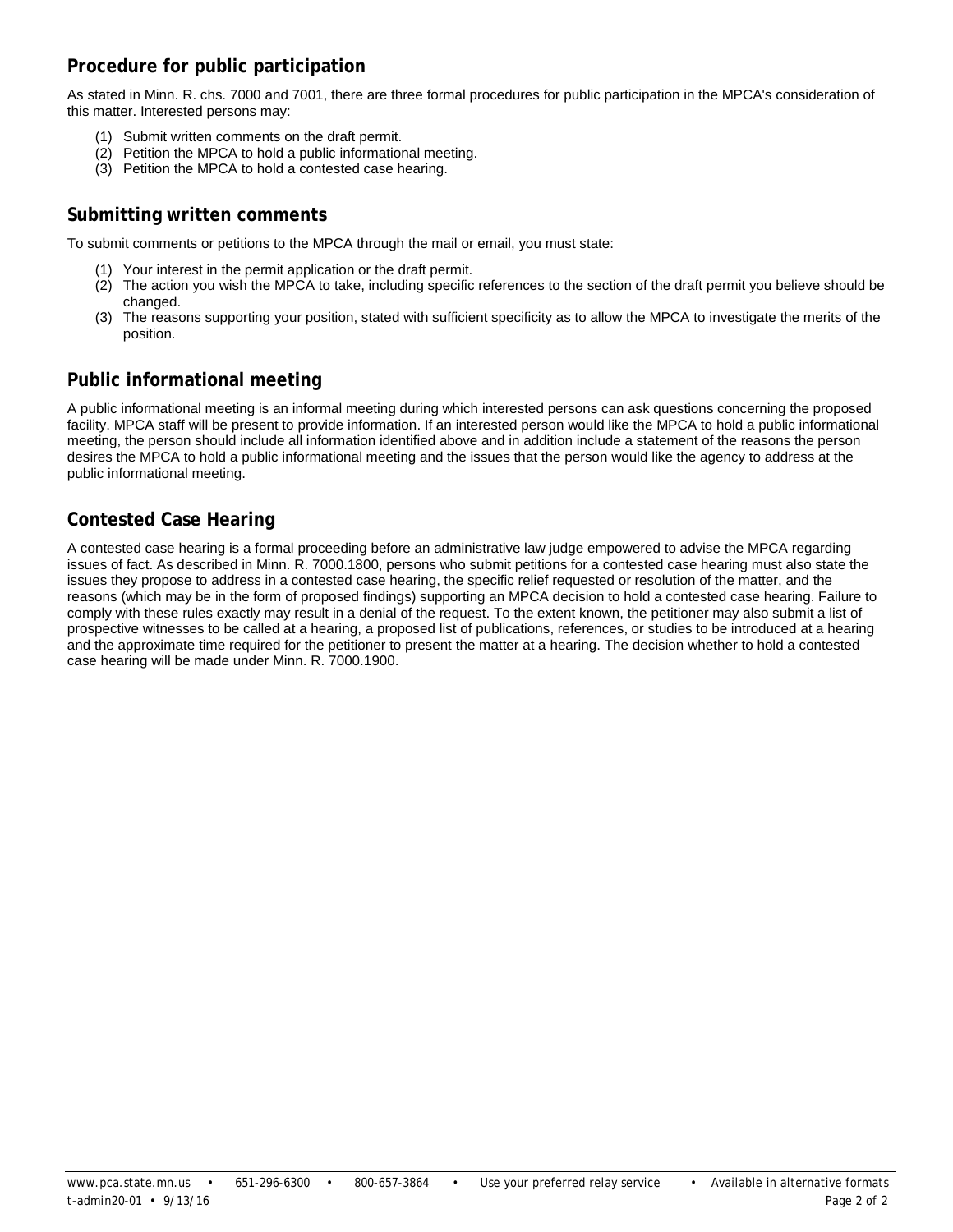## Procedure for public participation

As stated in Minn. R. chs. 7000 and 7001, there are three formal procedures for public participation in the MPCA's consideration of this matter. Interested persons may:

1. Submit written comments on the draft permit.
2. Petition the MPCA to hold a public informational meeting.
3. Petition the MPCA to hold a contested case hearing.

## Submitting written comments

To submit comments or petitions to the MPCA through the mail or email, you must state:

1. Your interest in the permit application or the draft permit.
2. The action you wish the MPCA to take, including specific references to the section of the draft permit you believe should be changed.
3. The reasons supporting your position, stated with sufficient specificity as to allow the MPCA to investigate the merits of the position.

## Public informational meeting

A public informational meeting is an informal meeting during which interested persons can ask questions concerning the proposed facility. MPCA staff will be present to provide information. If an interested person would like the MPCA to hold a public informational meeting, the person should include all information identified above and in addition include a statement of the reasons the person desires the MPCA to hold a public informational meeting and the issues that the person would like the agency to address at the public informational meeting.

## Contested Case Hearing

A contested case hearing is a formal proceeding before an administrative law judge empowered to advise the MPCA regarding issues of fact. As described in Minn. R. 7000.1800, persons who submit petitions for a contested case hearing must also state the issues they propose to address in a contested case hearing, the specific relief requested or resolution of the matter, and the reasons (which may be in the form of proposed findings) supporting an MPCA decision to hold a contested case hearing. Failure to comply with these rules exactly may result in a denial of the request. To the extent known, the petitioner may also submit a list of prospective witnesses to be called at a hearing, a proposed list of publications, references, or studies to be introduced at a hearing and the approximate time required for the petitioner to present the matter at a hearing. The decision whether to hold a contested case hearing will be made under Minn. R. 7000.1900.